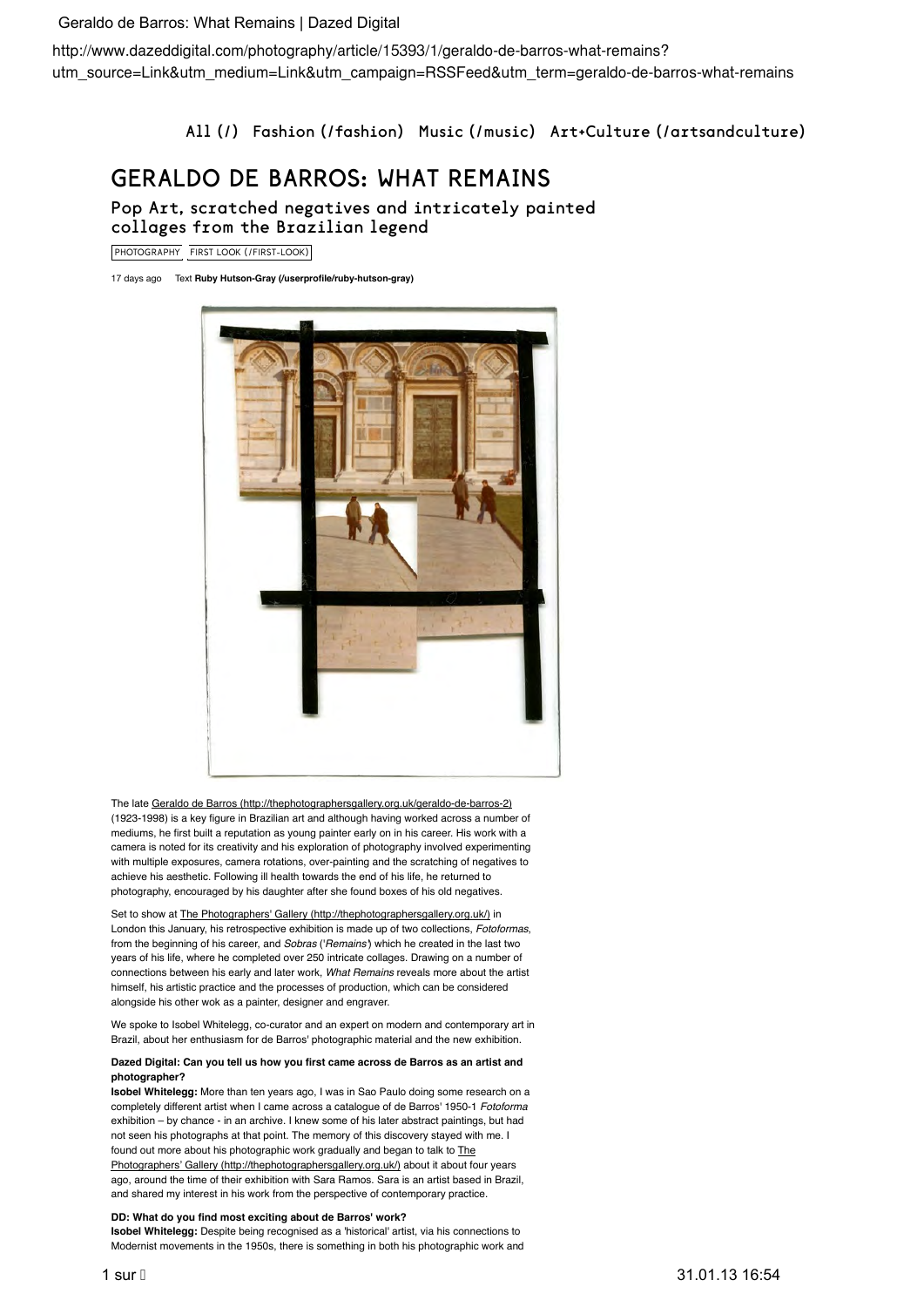All (/) Fashion (/fashion) Music (/music) Art+Culture (/artsandculture)

# GERALDO DE BARROS: WHAT REMAINS

## Pop Art, scratched negatives and intricately painted collages from the Brazilian legend

PHOTOGRAPHY FIRST LOOK (/FIRST-LOOK)

17 days ago Text **Ruby Hutson-Gray (/userprofile/ruby-hutson-gray)**

The late Geraldo de Barros (http://thephotographersgallery.org.uk/geraldo-de-barros-2) (1923-1998) is a key figure in Brazilian art and although having worked across a number of mediums, he first built a reputation as young painter early on in his career. His work with a camera is noted for its creativity and his exploration of photography involved experimenting with multiple exposures, camera rotations, over-painting and the scratching of negatives to achieve his aesthetic. Following ill health towards the end of his life, he returned to photography, encouraged by his daughter after she found boxes of his old negatives.

Set to show at The Photographers' Gallery (http://thephotographersgallery.org.uk/) in London this January, his retrospective exhibition is made up of two collections, *Fotoformas*, from the beginning of his career, and *Sobras* ('*Remains*') which he created in the last two years of his life, where he completed over 250 intricate collages. Drawing on a number of connections between his early and later work, *What Remains* reveals more about the artist himself, his artistic practice and the processes of production, which can be considered alongside his other wok as a painter, designer and engraver.

We spoke to Isobel Whitelegg, co-curator and an expert on modern and contemporary art in Brazil, about her enthusiasm for de Barros' photographic material and the new exhibition.

**Dazed Digital: Can you tell us how you first came across de Barros as an artist and photographer?**

**Isobel Whitelegg:** More than ten years ago, I was in Sao Paulo doing some research on a completely different artist when I came across a catalogue of de Barros' 1950-1 *Fotoforma* exhibition – by chance - in an archive. I knew some of his later abstract paintings, but had not seen his photographs at that point. The memory of this discovery stayed with me. I found out more about his photographic work gradually and began to talk to The Photographers' Gallery (http://thephotographersgallery.org.uk/) about it about four years ago, around the time of their exhibition with Sara Ramos. Sara is an artist based in Brazil, and shared my interest in his work from the perspective of contemporary practice.

**DD: What do you find most exciting about de Barros' work?**

**Isobel Whitelegg:** Despite being recognised as a 'historical' artist, via his connections to Modernist movements in the 1950s, there is something in both his photographic work and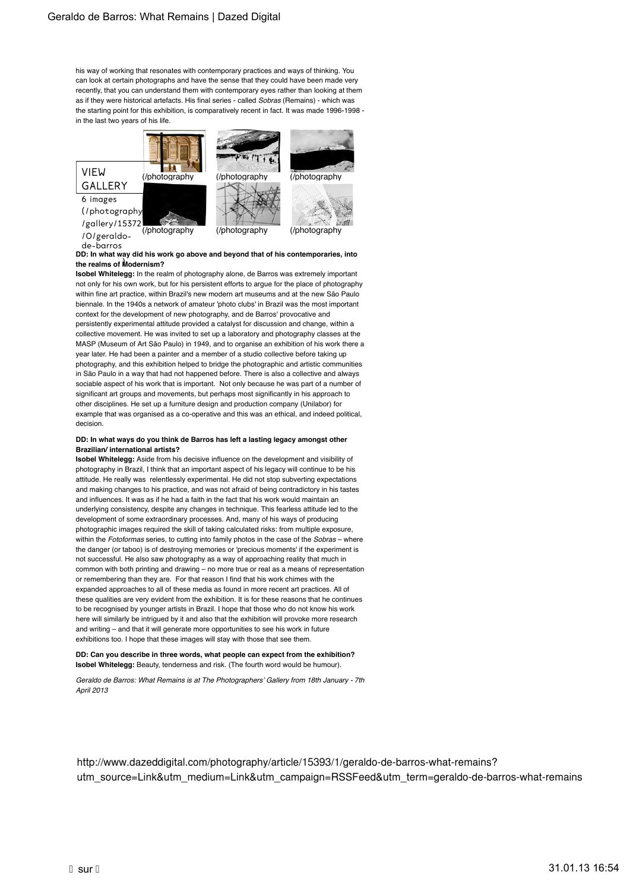his way of working that resonates with contemporary practices and ways of thinking. You can look at certain photographs and have the sense that they could have been made very recently, that you can understand them with contemporary eyes rather than looking at them as if they were historical artefacts. His final series - called *Sobras* (Remains) - which was the starting point for this exhibition, is comparatively recent in fact. It was made 1996-1998 - in the last two years of his life.

VIEW GALLERY
6 images
(/photography/gallery/15372/0/geraldo-de-barros

(/photography (/photography (/photography
(/photography (/photography (/photography

**DD: In what way did his work go above and beyond that of his contemporaries, into the realms of Modernism?**

**Isobel Whitelegg:** In the realm of photography alone, de Barros was extremely important not only for his own work, but for his persistent efforts to argue for the place of photography within fine art practice, within Brazil's new modern art museums and at the new São Paulo biennale. In the 1940s a network of amateur 'photo clubs' in Brazil was the most important context for the development of new photography, and de Barros' provocative and persistently experimental attitude provided a catalyst for discussion and change, within a collective movement. He was invited to set up a laboratory and photography classes at the MASP (Museum of Art São Paulo) in 1949, and to organise an exhibition of his work there a year later. He had been a painter and a member of a studio collective before taking up photography, and this exhibition helped to bridge the photographic and artistic communities in São Paulo in a way that had not happened before. There is also a collective and always sociable aspect of his work that is important. Not only because he was part of a number of significant art groups and movements, but perhaps most significantly in his approach to other disciplines. He set up a furniture design and production company (Unilabor) for example that was organised as a co-operative and this was an ethical, and indeed political, decision.

**DD: In what ways do you think de Barros has left a lasting legacy amongst other Brazilian/ international artists?**

**Isobel Whitelegg:** Aside from his decisive influence on the development and visibility of photography in Brazil, I think that an important aspect of his legacy will continue to be his attitude. He really was relentlessly experimental. He did not stop subverting expectations and making changes to his practice, and was not afraid of being contradictory in his tastes and influences. It was as if he had a faith in the fact that his work would maintain an underlying consistency, despite any changes in technique. This fearless attitude led to the development of some extraordinary processes. And, many of his ways of producing photographic images required the skill of taking calculated risks: from multiple exposure, within the *Fotoformas* series, to cutting into family photos in the case of the *Sobras* – where the danger (or taboo) is of destroying memories or 'precious moments' if the experiment is not successful. He also saw photography as a way of approaching reality that much in common with both printing and drawing – no more true or real as a means of representation or remembering than they are. For that reason I find that his work chimes with the expanded approaches to all of these media as found in more recent art practices. All of these qualities are very evident from the exhibition. It is for these reasons that he continues to be recognised by younger artists in Brazil. I hope that those who do not know his work here will similarly be intrigued by it and also that the exhibition will provoke more research and writing – and that it will generate more opportunities to see his work in future exhibitions too. I hope that these images will stay with those that see them.

**DD: Can you describe in three words, what people can expect from the exhibition?**

**Isobel Whitelegg:** Beauty, tenderness and risk. (The fourth word would be humour).

*Geraldo de Barros: What Remains is at The Photographers' Gallery from 18th January - 7th April 2013*

http://www.dazeddigital.com/photography/article/15393/1/geraldo-de-barros-what-remains?utm_source=Link&utm_medium=Link&utm_campaign=RSSFeed&utm_term=geraldo-de-barros-what-remains